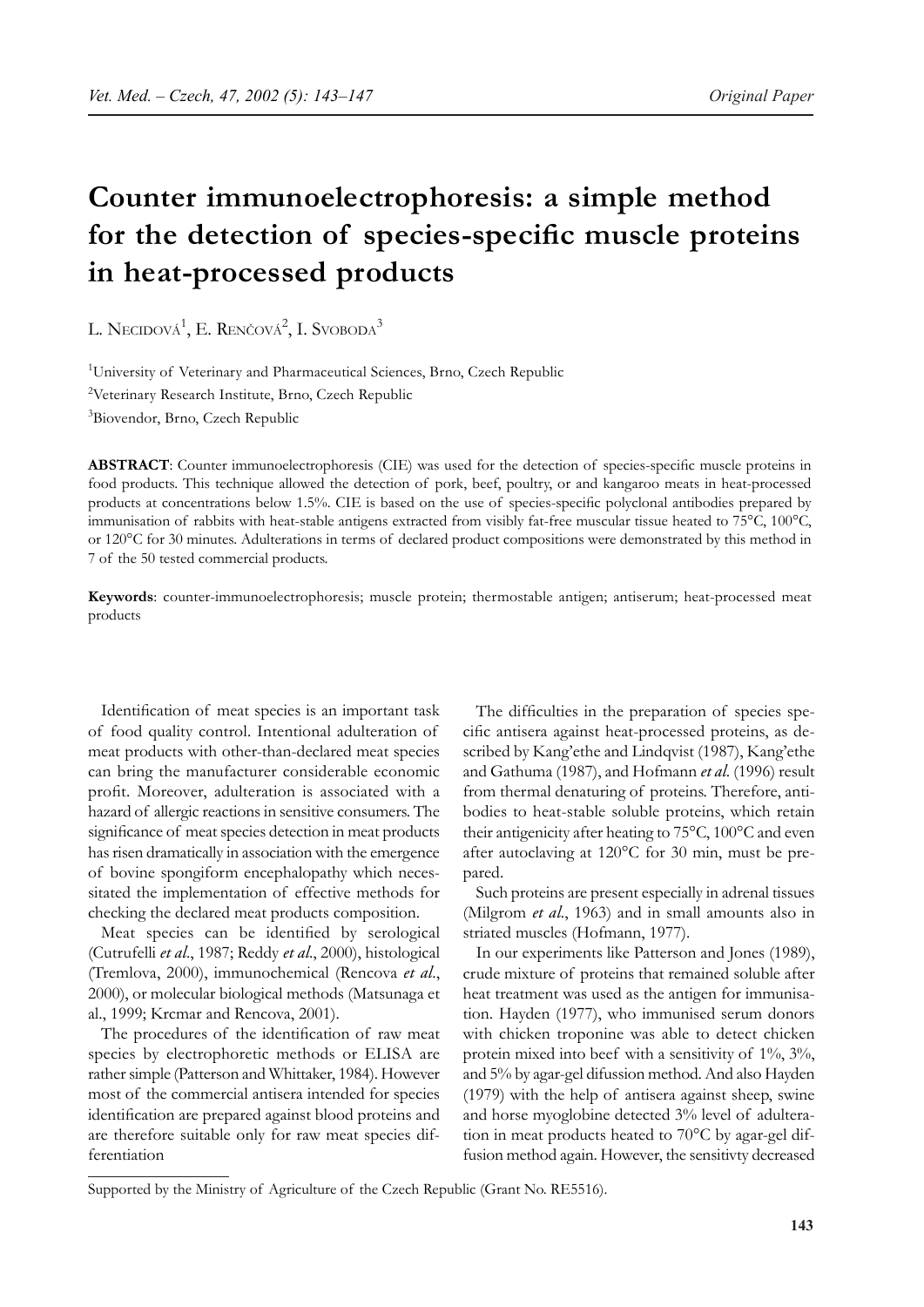# Counter immunoelectrophoresis: a simple method for the detection of species-specific muscle proteins in heat-processed products

L. Necidová[1], E. Renčová[2], I. Svoboda[3]

[1]University of Veterinary and Pharmaceutical Sciences, Brno, Czech Republic

[2]Veterinary Research Institute, Brno, Czech Republic

[3]Biovendor, Brno, Czech Republic

**ABSTRACT**: Counter immunoelectrophoresis (CIE) was used for the detection of species-specific muscle proteins in food products. This technique allowed the detection of pork, beef, poultry, or and kangaroo meats in heat-processed products at concentrations below 1.5%. CIE is based on the use of species-specific polyclonal antibodies prepared by immunisation of rabbits with heat-stable antigens extracted from visibly fat-free muscular tissue heated to 75°C, 100°C, or 120°C for 30 minutes. Adulterations in terms of declared product compositions were demonstrated by this method in 7 of the 50 tested commercial products.

**Keywords**: counter-immunoelectrophoresis; muscle protein; thermostable antigen; antiserum; heat-processed meat products

Identification of meat species is an important task of food quality control. Intentional adulteration of meat products with other-than-declared meat species can bring the manufacturer considerable economic profit. Moreover, adulteration is associated with a hazard of allergic reactions in sensitive consumers. The significance of meat species detection in meat products has risen dramatically in association with the emergence of bovine spongiform encephalopathy which necessitated the implementation of effective methods for checking the declared meat products composition.

Meat species can be identified by serological (Cutrufelli *et al.*, 1987; Reddy *et al.*, 2000), histological (Tremlova, 2000), immunochemical (Rencova *et al.*, 2000), or molecular biological methods (Matsunaga et al., 1999; Krcmar and Rencova, 2001).

The procedures of the identification of raw meat species by electrophoretic methods or ELISA are rather simple (Patterson and Whittaker, 1984). However most of the commercial antisera intended for species identification are prepared against blood proteins and are therefore suitable only for raw meat species differentiation

The difficulties in the preparation of species specific antisera against heat-processed proteins, as described by Kang'ethe and Lindqvist (1987), Kang'ethe and Gathuma (1987), and Hofmann *et al.* (1996) result from thermal denaturing of proteins. Therefore, antibodies to heat-stable soluble proteins, which retain their antigenicity after heating to 75°C, 100°C and even after autoclaving at 120°C for 30 min, must be prepared.

Such proteins are present especially in adrenal tissues (Milgrom *et al.*, 1963) and in small amounts also in striated muscles (Hofmann, 1977).

In our experiments like Patterson and Jones (1989), crude mixture of proteins that remained soluble after heat treatment was used as the antigen for immunisation. Hayden (1977), who immunised serum donors with chicken troponine was able to detect chicken protein mixed into beef with a sensitivity of 1%, 3%, and 5% by agar-gel difussion method. And also Hayden (1979) with the help of antisera against sheep, swine and horse myoglobine detected 3% level of adulteration in meat products heated to 70°C by agar-gel diffusion method again. However, the sensitivty decreased

Supported by the Ministry of Agriculture of the Czech Republic (Grant No. RE5516).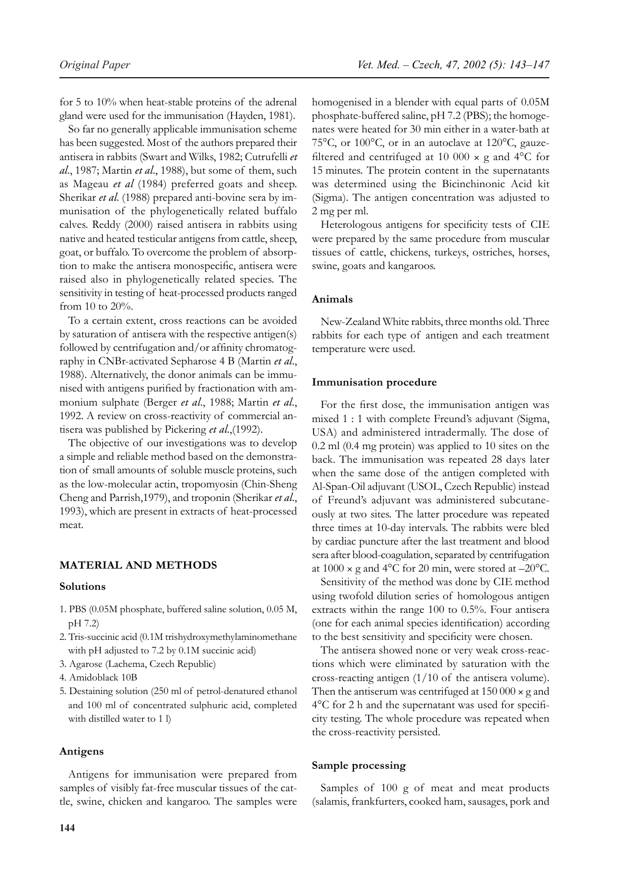for 5 to 10% when heat-stable proteins of the adrenal gland were used for the immunisation (Hayden, 1981).

So far no generally applicable immunisation scheme has been suggested. Most of the authors prepared their antisera in rabbits (Swart and Wilks, 1982; Cutrufelli *et al*., 1987; Martin *et al*., 1988), but some of them, such as Mageau *et al* (1984) preferred goats and sheep. Sherikar *et al.* (1988) prepared anti-bovine sera by immunisation of the phylogenetically related buffalo calves. Reddy (2000) raised antisera in rabbits using native and heated testicular antigens from cattle, sheep, goat, or buffalo. To overcome the problem of absorption to make the antisera monospecific, antisera were raised also in phylogenetically related species. The sensitivity in testing of heat-processed products ranged from 10 to 20%.

To a certain extent, cross reactions can be avoided by saturation of antisera with the respective antigen(s) followed by centrifugation and/or affinity chromatography in CNBr-activated Sepharose 4 B (Martin *et al*., 1988). Alternatively, the donor animals can be immunised with antigens purified by fractionation with ammonium sulphate (Berger *et al*., 1988; Martin *et al*., 1992. A review on cross-reactivity of commercial antisera was published by Pickering *et al*.,(1992).

The objective of our investigations was to develop a simple and reliable method based on the demonstration of small amounts of soluble muscle proteins, such as the low-molecular actin, tropomyosin (Chin-Sheng Cheng and Parrish,1979), and troponin (Sherikar *et al*., 1993), which are present in extracts of heat-processed meat.

## MATERIAL AND METHODS

### Solutions

1. PBS (0.05M phosphate, buffered saline solution, 0.05 M, pH 7.2)
2. Tris-succinic acid (0.1M trishydroxymethylaminomethane with pH adjusted to 7.2 by 0.1M succinic acid)
3. Agarose (Lachema, Czech Republic)
4. Amidoblack 10B
5. Destaining solution (250 ml of petrol-denatured ethanol and 100 ml of concentrated sulphuric acid, completed with distilled water to 1 l)

### Antigens

Antigens for immunisation were prepared from samples of visibly fat-free muscular tissues of the cattle, swine, chicken and kangaroo. The samples were homogenised in a blender with equal parts of 0.05M phosphate-buffered saline, pH 7.2 (PBS); the homogenates were heated for 30 min either in a water-bath at 75°C, or 100°C, or in an autoclave at 120°C, gauze-filtered and centrifuged at 10 000 × g and 4°C for 15 minutes. The protein content in the supernatants was determined using the Bicinchinonic Acid kit (Sigma). The antigen concentration was adjusted to 2 mg per ml.

Heterologous antigens for specificity tests of CIE were prepared by the same procedure from muscular tissues of cattle, chickens, turkeys, ostriches, horses, swine, goats and kangaroos.

### Animals

New-Zealand White rabbits, three months old. Three rabbits for each type of antigen and each treatment temperature were used.

### Immunisation procedure

For the first dose, the immunisation antigen was mixed 1 : 1 with complete Freund's adjuvant (Sigma, USA) and administered intradermally. The dose of 0.2 ml (0.4 mg protein) was applied to 10 sites on the back. The immunisation was repeated 28 days later when the same dose of the antigen completed with Al-Span-Oil adjuvant (USOL, Czech Republic) instead of Freund's adjuvant was administered subcutaneously at two sites. The latter procedure was repeated three times at 10-day intervals. The rabbits were bled by cardiac puncture after the last treatment and blood sera after blood-coagulation, separated by centrifugation at 1000 × g and 4°C for 20 min, were stored at –20°C.

Sensitivity of the method was done by CIE method using twofold dilution series of homologous antigen extracts within the range 100 to 0.5%. Four antisera (one for each animal species identification) according to the best sensitivity and specificity were chosen.

The antisera showed none or very weak cross-reactions which were eliminated by saturation with the cross-reacting antigen (1/10 of the antisera volume). Then the antiserum was centrifuged at 150 000 × g and 4°C for 2 h and the supernatant was used for specificity testing. The whole procedure was repeated when the cross-reactivity persisted.

### Sample processing

Samples of 100 g of meat and meat products (salamis, frankfurters, cooked ham, sausages, pork and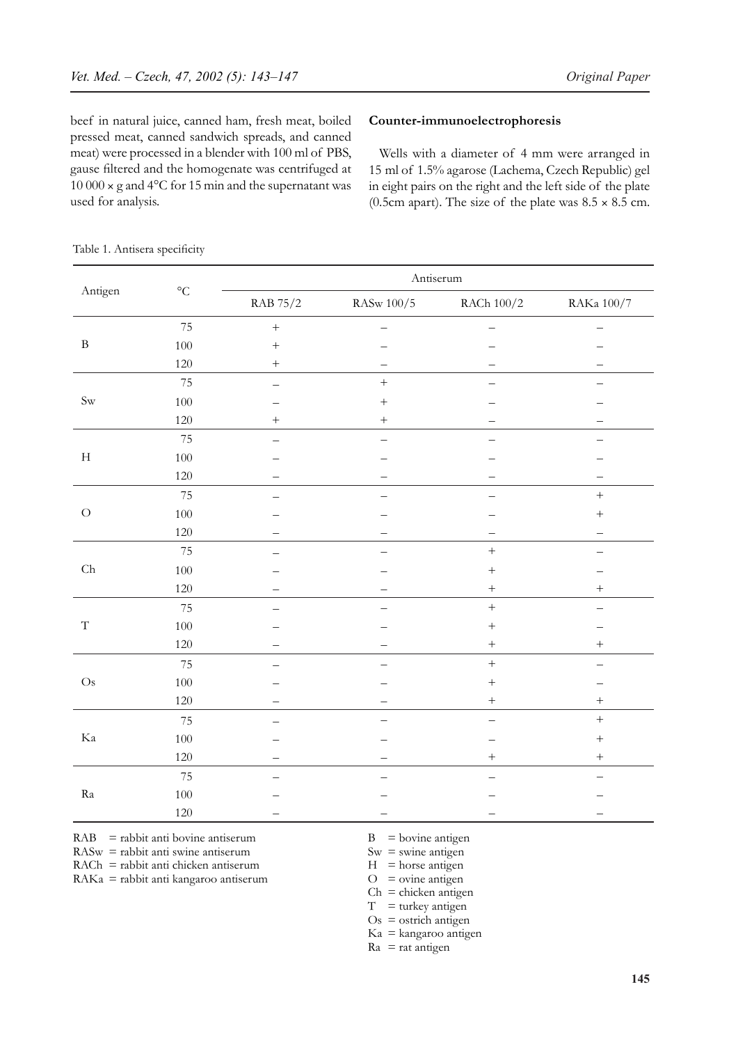beef in natural juice, canned ham, fresh meat, boiled pressed meat, canned sandwich spreads, and canned meat) were processed in a blender with 100 ml of PBS, gause filtered and the homogenate was centrifuged at 10 000 × g and 4°C for 15 min and the supernatant was used for analysis.

**Counter-immunoelectrophoresis**

Wells with a diameter of 4 mm were arranged in 15 ml of 1.5% agarose (Lachema, Czech Republic) gel in eight pairs on the right and the left side of the plate (0.5cm apart). The size of the plate was 8.5 × 8.5 cm.

Table 1. Antisera specificity

| Antigen | °C | Antiserum | | | |
|---|---|---|---|---|---|
| | | RAB 75/2 | RASw 100/5 | RACh 100/2 | RAKa 100/7 |
| B | 75 | + | – | – | – |
| | 100 | + | – | – | – |
| | 120 | + | – | – | – |
| Sw | 75 | – | + | – | – |
| | 100 | – | + | – | – |
| | 120 | + | + | – | – |
| H | 75 | – | – | – | – |
| | 100 | – | – | – | – |
| | 120 | – | – | – | – |
| O | 75 | – | – | – | + |
| | 100 | – | – | – | + |
| | 120 | – | – | – | – |
| Ch | 75 | – | – | + | – |
| | 100 | – | – | + | – |
| | 120 | – | – | + | + |
| T | 75 | – | – | + | – |
| | 100 | – | – | + | – |
| | 120 | – | – | + | + |
| Os | 75 | – | – | + | – |
| | 100 | – | – | + | – |
| | 120 | – | – | + | + |
| Ka | 75 | – | – | – | + |
| | 100 | – | – | – | + |
| | 120 | – | – | + | + |
| Ra | 75 | – | – | – | – |
| | 100 | – | – | – | – |
| | 120 | – | – | – | – |

RAB = rabbit anti bovine antiserum
RASw = rabbit anti swine antiserum
RACh = rabbit anti chicken antiserum
RAKa = rabbit anti kangaroo antiserum

B = bovine antigen
Sw = swine antigen
H = horse antigen
O = ovine antigen
Ch = chicken antigen
T = turkey antigen
Os = ostrich antigen
Ka = kangaroo antigen
Ra = rat antigen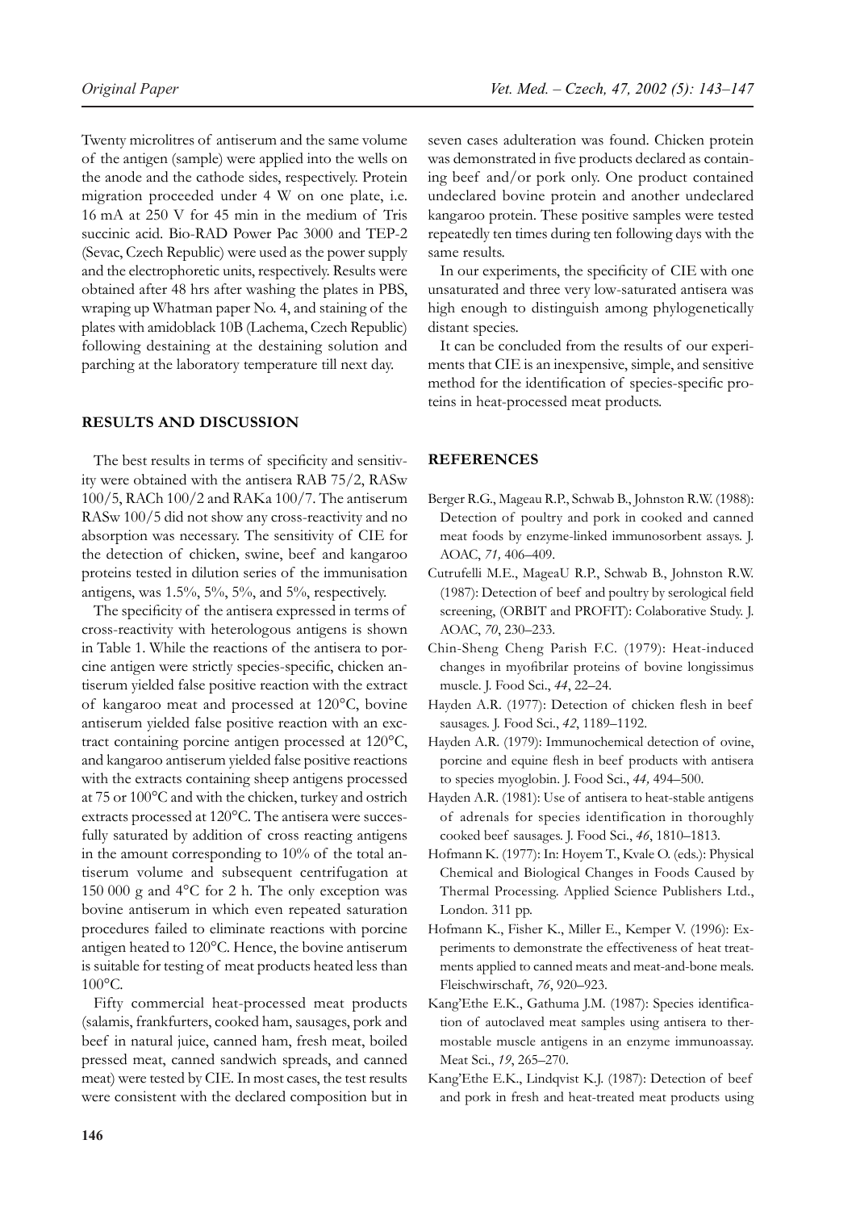Twenty microlitres of antiserum and the same volume of the antigen (sample) were applied into the wells on the anode and the cathode sides, respectively. Protein migration proceeded under 4 W on one plate, i.e. 16 mA at 250 V for 45 min in the medium of Tris succinic acid. Bio-RAD Power Pac 3000 and TEP-2 (Sevac, Czech Republic) were used as the power supply and the electrophoretic units, respectively. Results were obtained after 48 hrs after washing the plates in PBS, wraping up Whatman paper No. 4, and staining of the plates with amidoblack 10B (Lachema, Czech Republic) following destaining at the destaining solution and parching at the laboratory temperature till next day.

## RESULTS AND DISCUSSION

The best results in terms of specificity and sensitivity were obtained with the antisera RAB 75/2, RASw 100/5, RACh 100/2 and RAKa 100/7. The antiserum RASw 100/5 did not show any cross-reactivity and no absorption was necessary. The sensitivity of CIE for the detection of chicken, swine, beef and kangaroo proteins tested in dilution series of the immunisation antigens, was 1.5%, 5%, 5%, and 5%, respectively.

The specificity of the antisera expressed in terms of cross-reactivity with heterologous antigens is shown in Table 1. While the reactions of the antisera to porcine antigen were strictly species-specific, chicken antiserum yielded false positive reaction with the extract of kangaroo meat and processed at 120°C, bovine antiserum yielded false positive reaction with an exctract containing porcine antigen processed at 120°C, and kangaroo antiserum yielded false positive reactions with the extracts containing sheep antigens processed at 75 or 100°C and with the chicken, turkey and ostrich extracts processed at 120°C. The antisera were succesfully saturated by addition of cross reacting antigens in the amount corresponding to 10% of the total antiserum volume and subsequent centrifugation at 150 000 g and 4°C for 2 h. The only exception was bovine antiserum in which even repeated saturation procedures failed to eliminate reactions with porcine antigen heated to 120°C. Hence, the bovine antiserum is suitable for testing of meat products heated less than 100°C.

Fifty commercial heat-processed meat products (salamis, frankfurters, cooked ham, sausages, pork and beef in natural juice, canned ham, fresh meat, boiled pressed meat, canned sandwich spreads, and canned meat) were tested by CIE. In most cases, the test results were consistent with the declared composition but in seven cases adulteration was found. Chicken protein was demonstrated in five products declared as containing beef and/or pork only. One product contained undeclared bovine protein and another undeclared kangaroo protein. These positive samples were tested repeatedly ten times during ten following days with the same results.

In our experiments, the specificity of CIE with one unsaturated and three very low-saturated antisera was high enough to distinguish among phylogenetically distant species.

It can be concluded from the results of our experiments that CIE is an inexpensive, simple, and sensitive method for the identification of species-specific proteins in heat-processed meat products.

## REFERENCES

Berger R.G., Mageau R.P., Schwab B., Johnston R.W. (1988): Detection of poultry and pork in cooked and canned meat foods by enzyme-linked immunosorbent assays. J. AOAC, *71,* 406–409.

Cutrufelli M.E., MageaU R.P., Schwab B., Johnston R.W. (1987): Detection of beef and poultry by serological field screening, (ORBIT and PROFIT): Colaborative Study. J. AOAC, *70*, 230–233.

Chin-Sheng Cheng Parish F.C. (1979): Heat-induced changes in myofibrilar proteins of bovine longissimus muscle. J. Food Sci., *44*, 22–24.

Hayden A.R. (1977): Detection of chicken flesh in beef sausages. J. Food Sci., *42*, 1189–1192.

Hayden A.R. (1979): Immunochemical detection of ovine, porcine and equine flesh in beef products with antisera to species myoglobin. J. Food Sci., *44,* 494–500.

Hayden A.R. (1981): Use of antisera to heat-stable antigens of adrenals for species identification in thoroughly cooked beef sausages. J. Food Sci., *46*, 1810–1813.

Hofmann K. (1977): In: Hoyem T., Kvale O. (eds.): Physical Chemical and Biological Changes in Foods Caused by Thermal Processing. Applied Science Publishers Ltd., London. 311 pp.

Hofmann K., Fisher K., Miller E., Kemper V. (1996): Experiments to demonstrate the effectiveness of heat treatments applied to canned meats and meat-and-bone meals. Fleischwirschaft, *76*, 920–923.

Kang'Ethe E.K., Gathuma J.M. (1987): Species identification of autoclaved meat samples using antisera to thermostable muscle antigens in an enzyme immunoassay. Meat Sci., *19*, 265–270.

Kang'Ethe E.K., Lindqvist K.J. (1987): Detection of beef and pork in fresh and heat-treated meat products using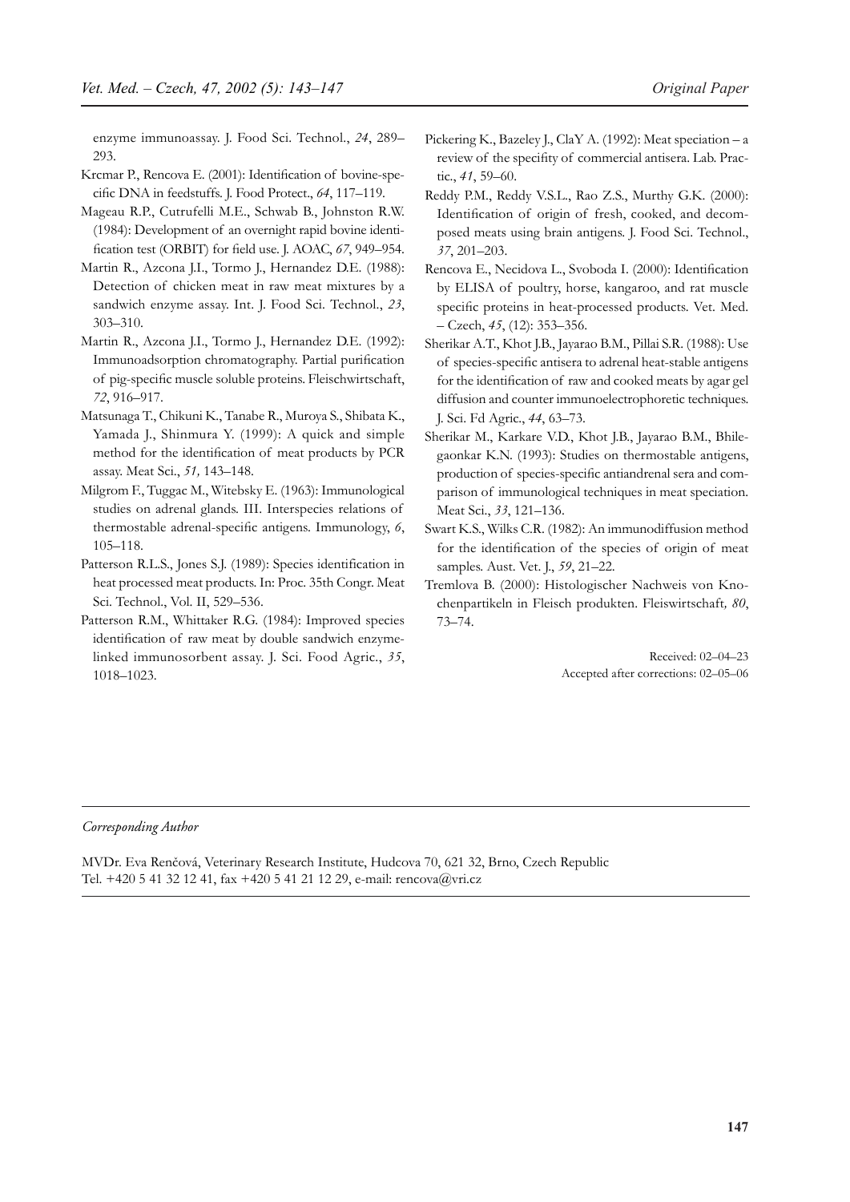enzyme immunoassay. J. Food Sci. Technol., *24*, 289–293.

Krcmar P., Rencova E. (2001): Identification of bovine-specific DNA in feedstuffs. J. Food Protect., *64*, 117–119.

Mageau R.P., Cutrufelli M.E., Schwab B., Johnston R.W. (1984): Development of an overnight rapid bovine identification test (ORBIT) for field use. J. AOAC, *67*, 949–954.

Martin R., Azcona J.I., Tormo J., Hernandez D.E. (1988): Detection of chicken meat in raw meat mixtures by a sandwich enzyme assay. Int. J. Food Sci. Technol., *23*, 303–310.

Martin R., Azcona J.I., Tormo J., Hernandez D.E. (1992): Immunoadsorption chromatography. Partial purification of pig-specific muscle soluble proteins. Fleischwirtschaft, *72*, 916–917.

Matsunaga T., Chikuni K., Tanabe R., Muroya S., Shibata K., Yamada J., Shinmura Y. (1999): A quick and simple method for the identification of meat products by PCR assay. Meat Sci., *51,* 143–148.

Milgrom F., Tuggac M., Witebsky E. (1963): Immunological studies on adrenal glands. III. Interspecies relations of thermostable adrenal-specific antigens. Immunology, *6*, 105–118.

Patterson R.L.S., Jones S.J. (1989): Species identification in heat processed meat products. In: Proc. 35th Congr. Meat Sci. Technol., Vol. II, 529–536.

Patterson R.M., Whittaker R.G. (1984): Improved species identification of raw meat by double sandwich enzyme-linked immunosorbent assay. J. Sci. Food Agric., *35*, 1018–1023.

Pickering K., Bazeley J., ClaY A. (1992): Meat speciation – a review of the specifity of commercial antisera. Lab. Practic., *41*, 59–60.

Reddy P.M., Reddy V.S.L., Rao Z.S., Murthy G.K. (2000): Identification of origin of fresh, cooked, and decomposed meats using brain antigens. J. Food Sci. Technol., *37*, 201–203.

Rencova E., Necidova L., Svoboda I. (2000): Identification by ELISA of poultry, horse, kangaroo, and rat muscle specific proteins in heat-processed products. Vet. Med. – Czech, *45*, (12): 353–356.

Sherikar A.T., Khot J.B., Jayarao B.M., Pillai S.R. (1988): Use of species-specific antisera to adrenal heat-stable antigens for the identification of raw and cooked meats by agar gel diffusion and counter immunoelectrophoretic techniques. J. Sci. Fd Agric., *44*, 63–73.

Sherikar M., Karkare V.D., Khot J.B., Jayarao B.M., Bhilegaonkar K.N. (1993): Studies on thermostable antigens, production of species-specific antiandrenal sera and comparison of immunological techniques in meat speciation. Meat Sci., *33*, 121–136.

Swart K.S., Wilks C.R. (1982): An immunodiffusion method for the identification of the species of origin of meat samples. Aust. Vet. J., *59*, 21–22.

Tremlova B. (2000): Histologischer Nachweis von Knochenpartikeln in Fleisch produkten. Fleiswirtschaft*, 80*, 73–74.

Received: 02–04–23
Accepted after corrections: 02–05–06

*Corresponding Author*

MVDr. Eva Renčová, Veterinary Research Institute, Hudcova 70, 621 32, Brno, Czech Republic
Tel. +420 5 41 32 12 41, fax +420 5 41 21 12 29, e-mail: rencova@vri.cz